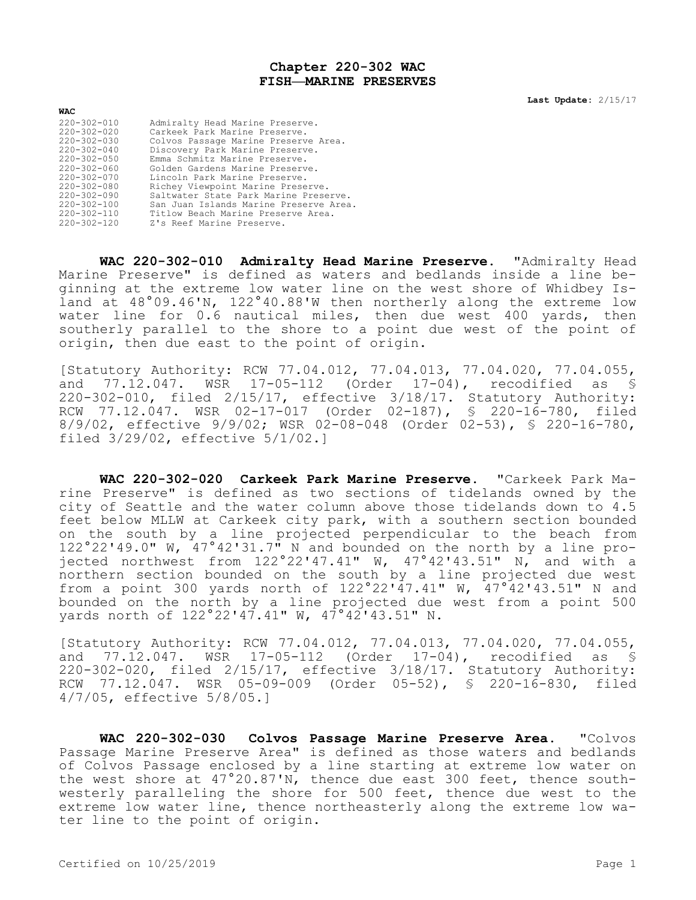# Chapter 220-302 WAC
# FISH—MARINE PRESERVES

**Last Update:** 2/15/17

**WAC**

| | |
|---|---|
| 220-302-010 | Admiralty Head Marine Preserve. |
| 220-302-020 | Carkeek Park Marine Preserve. |
| 220-302-030 | Colvos Passage Marine Preserve Area. |
| 220-302-040 | Discovery Park Marine Preserve. |
| 220-302-050 | Emma Schmitz Marine Preserve. |
| 220-302-060 | Golden Gardens Marine Preserve. |
| 220-302-070 | Lincoln Park Marine Preserve. |
| 220-302-080 | Richey Viewpoint Marine Preserve. |
| 220-302-090 | Saltwater State Park Marine Preserve. |
| 220-302-100 | San Juan Islands Marine Preserve Area. |
| 220-302-110 | Titlow Beach Marine Preserve Area. |
| 220-302-120 | Z's Reef Marine Preserve. |

**WAC 220-302-010 Admiralty Head Marine Preserve.** "Admiralty Head Marine Preserve" is defined as waters and bedlands inside a line beginning at the extreme low water line on the west shore of Whidbey Island at 48°09.46'N, 122°40.88'W then northerly along the extreme low water line for 0.6 nautical miles, then due west 400 yards, then southerly parallel to the shore to a point due west of the point of origin, then due east to the point of origin.

[Statutory Authority: RCW 77.04.012, 77.04.013, 77.04.020, 77.04.055, and 77.12.047. WSR 17-05-112 (Order 17-04), recodified as § 220-302-010, filed 2/15/17, effective 3/18/17. Statutory Authority: RCW 77.12.047. WSR 02-17-017 (Order 02-187), § 220-16-780, filed 8/9/02, effective 9/9/02; WSR 02-08-048 (Order 02-53), § 220-16-780, filed 3/29/02, effective 5/1/02.]

**WAC 220-302-020 Carkeek Park Marine Preserve.** "Carkeek Park Marine Preserve" is defined as two sections of tidelands owned by the city of Seattle and the water column above those tidelands down to 4.5 feet below MLLW at Carkeek city park, with a southern section bounded on the south by a line projected perpendicular to the beach from 122°22'49.0" W, 47°42'31.7" N and bounded on the north by a line projected northwest from 122°22'47.41" W, 47°42'43.51" N, and with a northern section bounded on the south by a line projected due west from a point 300 yards north of 122°22'47.41" W, 47°42'43.51" N and bounded on the north by a line projected due west from a point 500 yards north of 122°22'47.41" W, 47°42'43.51" N.

[Statutory Authority: RCW 77.04.012, 77.04.013, 77.04.020, 77.04.055, and 77.12.047. WSR 17-05-112 (Order 17-04), recodified as § 220-302-020, filed 2/15/17, effective 3/18/17. Statutory Authority: RCW 77.12.047. WSR 05-09-009 (Order 05-52), § 220-16-830, filed 4/7/05, effective 5/8/05.]

**WAC 220-302-030 Colvos Passage Marine Preserve Area.** "Colvos Passage Marine Preserve Area" is defined as those waters and bedlands of Colvos Passage enclosed by a line starting at extreme low water on the west shore at 47°20.87'N, thence due east 300 feet, thence southwesterly paralleling the shore for 500 feet, thence due west to the extreme low water line, thence northeasterly along the extreme low water line to the point of origin.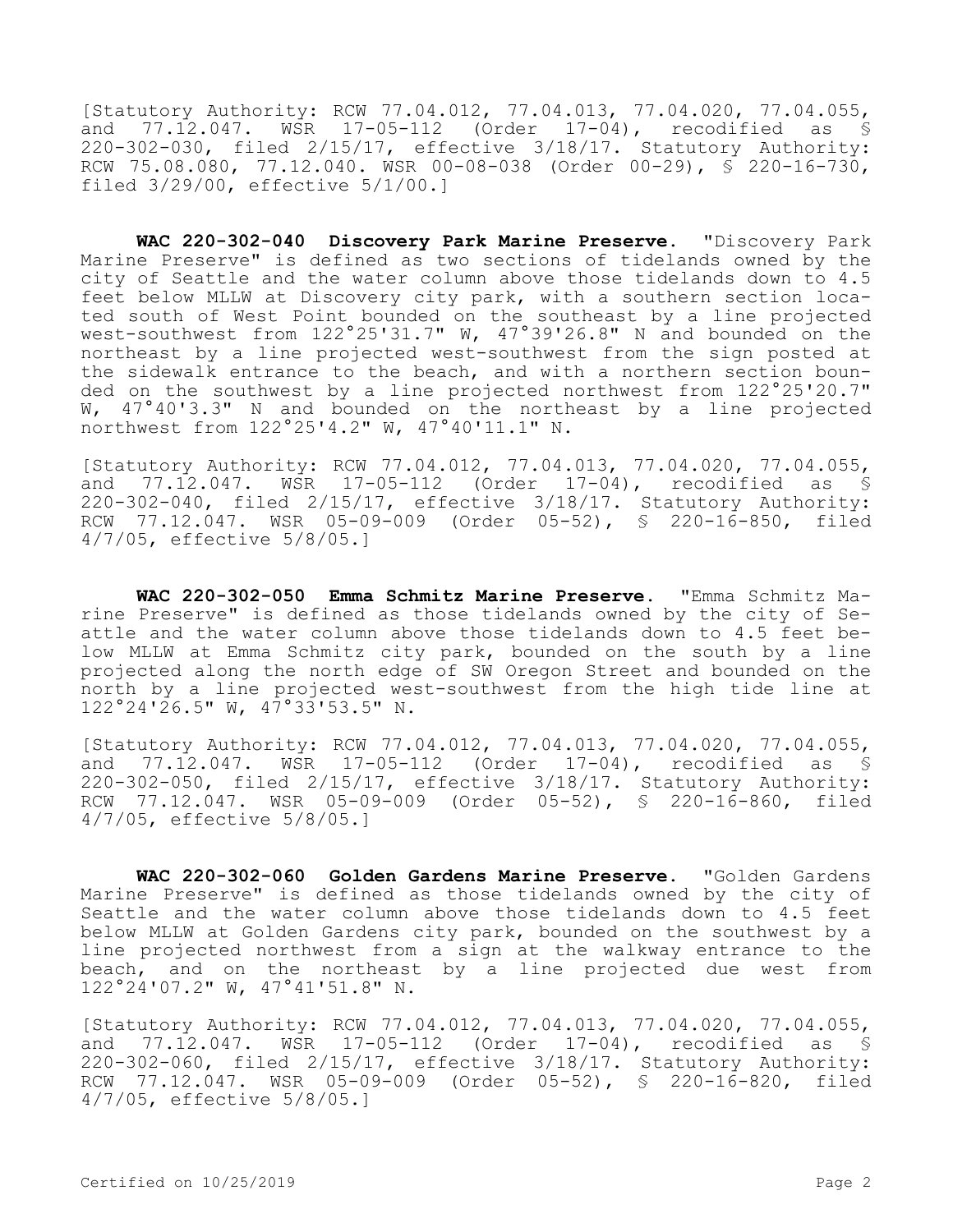[Statutory Authority: RCW 77.04.012, 77.04.013, 77.04.020, 77.04.055, and 77.12.047. WSR 17-05-112 (Order 17-04), recodified as § 220-302-030, filed 2/15/17, effective 3/18/17. Statutory Authority: RCW 75.08.080, 77.12.040. WSR 00-08-038 (Order 00-29), § 220-16-730, filed 3/29/00, effective 5/1/00.]

**WAC 220-302-040 Discovery Park Marine Preserve.** "Discovery Park Marine Preserve" is defined as two sections of tidelands owned by the city of Seattle and the water column above those tidelands down to 4.5 feet below MLLW at Discovery city park, with a southern section located south of West Point bounded on the southeast by a line projected west-southwest from 122°25'31.7" W, 47°39'26.8" N and bounded on the northeast by a line projected west-southwest from the sign posted at the sidewalk entrance to the beach, and with a northern section bounded on the southwest by a line projected northwest from 122°25'20.7" W, 47°40'3.3" N and bounded on the northeast by a line projected northwest from 122°25'4.2" W, 47°40'11.1" N.

[Statutory Authority: RCW 77.04.012, 77.04.013, 77.04.020, 77.04.055, and 77.12.047. WSR 17-05-112 (Order 17-04), recodified as § 220-302-040, filed 2/15/17, effective 3/18/17. Statutory Authority: RCW 77.12.047. WSR 05-09-009 (Order 05-52), § 220-16-850, filed 4/7/05, effective 5/8/05.]

**WAC 220-302-050 Emma Schmitz Marine Preserve.** "Emma Schmitz Marine Preserve" is defined as those tidelands owned by the city of Seattle and the water column above those tidelands down to 4.5 feet below MLLW at Emma Schmitz city park, bounded on the south by a line projected along the north edge of SW Oregon Street and bounded on the north by a line projected west-southwest from the high tide line at 122°24'26.5" W, 47°33'53.5" N.

[Statutory Authority: RCW 77.04.012, 77.04.013, 77.04.020, 77.04.055, and 77.12.047. WSR 17-05-112 (Order 17-04), recodified as § 220-302-050, filed 2/15/17, effective 3/18/17. Statutory Authority: RCW 77.12.047. WSR 05-09-009 (Order 05-52), § 220-16-860, filed 4/7/05, effective 5/8/05.]

**WAC 220-302-060 Golden Gardens Marine Preserve.** "Golden Gardens Marine Preserve" is defined as those tidelands owned by the city of Seattle and the water column above those tidelands down to 4.5 feet below MLLW at Golden Gardens city park, bounded on the southwest by a line projected northwest from a sign at the walkway entrance to the beach, and on the northeast by a line projected due west from 122°24'07.2" W, 47°41'51.8" N.

[Statutory Authority: RCW 77.04.012, 77.04.013, 77.04.020, 77.04.055, and 77.12.047. WSR 17-05-112 (Order 17-04), recodified as § 220-302-060, filed 2/15/17, effective 3/18/17. Statutory Authority: RCW 77.12.047. WSR 05-09-009 (Order 05-52), § 220-16-820, filed 4/7/05, effective 5/8/05.]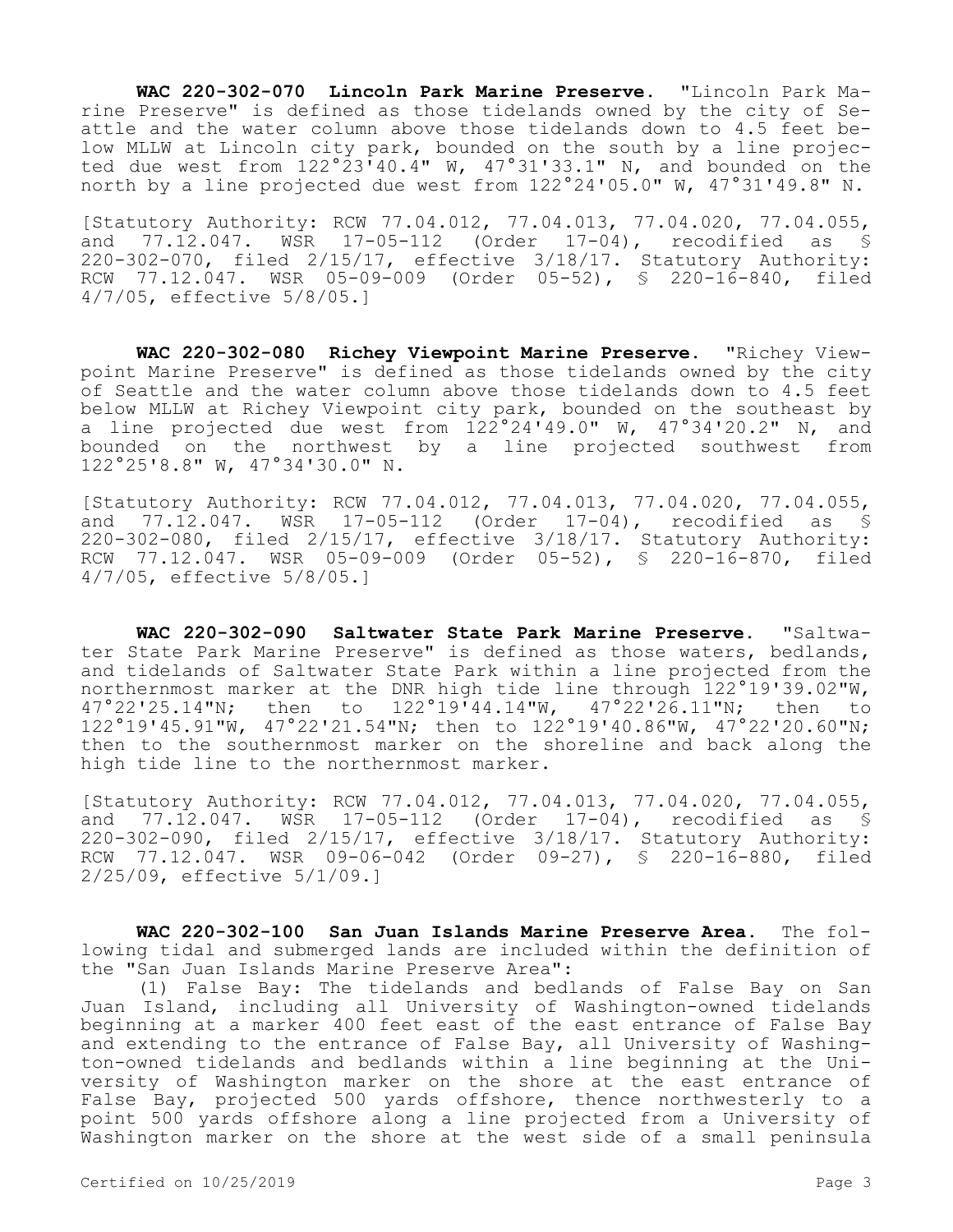**WAC 220-302-070 Lincoln Park Marine Preserve.** "Lincoln Park Marine Preserve" is defined as those tidelands owned by the city of Seattle and the water column above those tidelands down to 4.5 feet below MLLW at Lincoln city park, bounded on the south by a line projected due west from 122°23'40.4" W, 47°31'33.1" N, and bounded on the north by a line projected due west from 122°24'05.0" W, 47°31'49.8" N.

[Statutory Authority: RCW 77.04.012, 77.04.013, 77.04.020, 77.04.055, and 77.12.047. WSR 17-05-112 (Order 17-04), recodified as § 220-302-070, filed 2/15/17, effective 3/18/17. Statutory Authority: RCW 77.12.047. WSR 05-09-009 (Order 05-52), § 220-16-840, filed 4/7/05, effective 5/8/05.]

**WAC 220-302-080 Richey Viewpoint Marine Preserve.** "Richey Viewpoint Marine Preserve" is defined as those tidelands owned by the city of Seattle and the water column above those tidelands down to 4.5 feet below MLLW at Richey Viewpoint city park, bounded on the southeast by a line projected due west from 122°24'49.0" W, 47°34'20.2" N, and bounded on the northwest by a line projected southwest from 122°25'8.8" W, 47°34'30.0" N.

[Statutory Authority: RCW 77.04.012, 77.04.013, 77.04.020, 77.04.055, and 77.12.047. WSR 17-05-112 (Order 17-04), recodified as § 220-302-080, filed 2/15/17, effective 3/18/17. Statutory Authority: RCW 77.12.047. WSR 05-09-009 (Order 05-52), § 220-16-870, filed 4/7/05, effective 5/8/05.]

**WAC 220-302-090 Saltwater State Park Marine Preserve.** "Saltwater State Park Marine Preserve" is defined as those waters, bedlands, and tidelands of Saltwater State Park within a line projected from the northernmost marker at the DNR high tide line through 122°19'39.02"W, 47°22'25.14"N; then to 122°19'44.14"W, 47°22'26.11"N; then to 122°19'45.91"W, 47°22'21.54"N; then to 122°19'40.86"W, 47°22'20.60"N; then to the southernmost marker on the shoreline and back along the high tide line to the northernmost marker.

[Statutory Authority: RCW 77.04.012, 77.04.013, 77.04.020, 77.04.055, and 77.12.047. WSR 17-05-112 (Order 17-04), recodified as § 220-302-090, filed 2/15/17, effective 3/18/17. Statutory Authority: RCW 77.12.047. WSR 09-06-042 (Order 09-27), § 220-16-880, filed 2/25/09, effective 5/1/09.]

**WAC 220-302-100 San Juan Islands Marine Preserve Area.** The following tidal and submerged lands are included within the definition of the "San Juan Islands Marine Preserve Area":

(1) False Bay: The tidelands and bedlands of False Bay on San Juan Island, including all University of Washington-owned tidelands beginning at a marker 400 feet east of the east entrance of False Bay and extending to the entrance of False Bay, all University of Washington-owned tidelands and bedlands within a line beginning at the University of Washington marker on the shore at the east entrance of False Bay, projected 500 yards offshore, thence northwesterly to a point 500 yards offshore along a line projected from a University of Washington marker on the shore at the west side of a small peninsula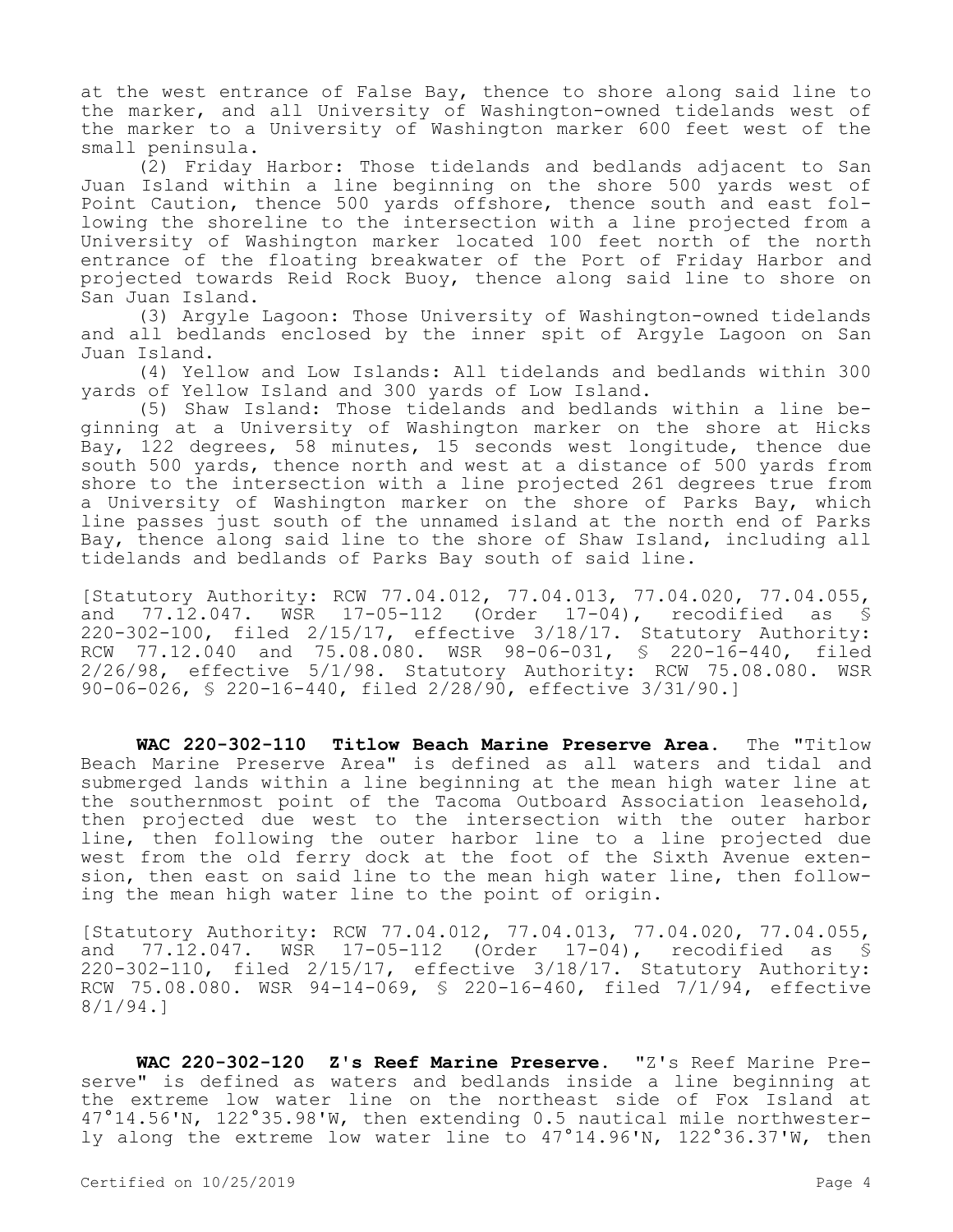at the west entrance of False Bay, thence to shore along said line to the marker, and all University of Washington-owned tidelands west of the marker to a University of Washington marker 600 feet west of the small peninsula.

(2) Friday Harbor: Those tidelands and bedlands adjacent to San Juan Island within a line beginning on the shore 500 yards west of Point Caution, thence 500 yards offshore, thence south and east following the shoreline to the intersection with a line projected from a University of Washington marker located 100 feet north of the north entrance of the floating breakwater of the Port of Friday Harbor and projected towards Reid Rock Buoy, thence along said line to shore on San Juan Island.

(3) Argyle Lagoon: Those University of Washington-owned tidelands and all bedlands enclosed by the inner spit of Argyle Lagoon on San Juan Island.

(4) Yellow and Low Islands: All tidelands and bedlands within 300 yards of Yellow Island and 300 yards of Low Island.

(5) Shaw Island: Those tidelands and bedlands within a line beginning at a University of Washington marker on the shore at Hicks Bay, 122 degrees, 58 minutes, 15 seconds west longitude, thence due south 500 yards, thence north and west at a distance of 500 yards from shore to the intersection with a line projected 261 degrees true from a University of Washington marker on the shore of Parks Bay, which line passes just south of the unnamed island at the north end of Parks Bay, thence along said line to the shore of Shaw Island, including all tidelands and bedlands of Parks Bay south of said line.

[Statutory Authority: RCW 77.04.012, 77.04.013, 77.04.020, 77.04.055, and 77.12.047. WSR 17-05-112 (Order 17-04), recodified as § 220-302-100, filed 2/15/17, effective 3/18/17. Statutory Authority: RCW 77.12.040 and 75.08.080. WSR 98-06-031, § 220-16-440, filed 2/26/98, effective 5/1/98. Statutory Authority: RCW 75.08.080. WSR 90-06-026, § 220-16-440, filed 2/28/90, effective 3/31/90.]

**WAC 220-302-110 Titlow Beach Marine Preserve Area.** The "Titlow Beach Marine Preserve Area" is defined as all waters and tidal and submerged lands within a line beginning at the mean high water line at the southernmost point of the Tacoma Outboard Association leasehold, then projected due west to the intersection with the outer harbor line, then following the outer harbor line to a line projected due west from the old ferry dock at the foot of the Sixth Avenue extension, then east on said line to the mean high water line, then following the mean high water line to the point of origin.

[Statutory Authority: RCW 77.04.012, 77.04.013, 77.04.020, 77.04.055, and 77.12.047. WSR 17-05-112 (Order 17-04), recodified as § 220-302-110, filed 2/15/17, effective 3/18/17. Statutory Authority: RCW 75.08.080. WSR 94-14-069, § 220-16-460, filed 7/1/94, effective 8/1/94.]

**WAC 220-302-120 Z's Reef Marine Preserve.** "Z's Reef Marine Preserve" is defined as waters and bedlands inside a line beginning at the extreme low water line on the northeast side of Fox Island at 47°14.56'N, 122°35.98'W, then extending 0.5 nautical mile northwesterly along the extreme low water line to 47°14.96'N, 122°36.37'W, then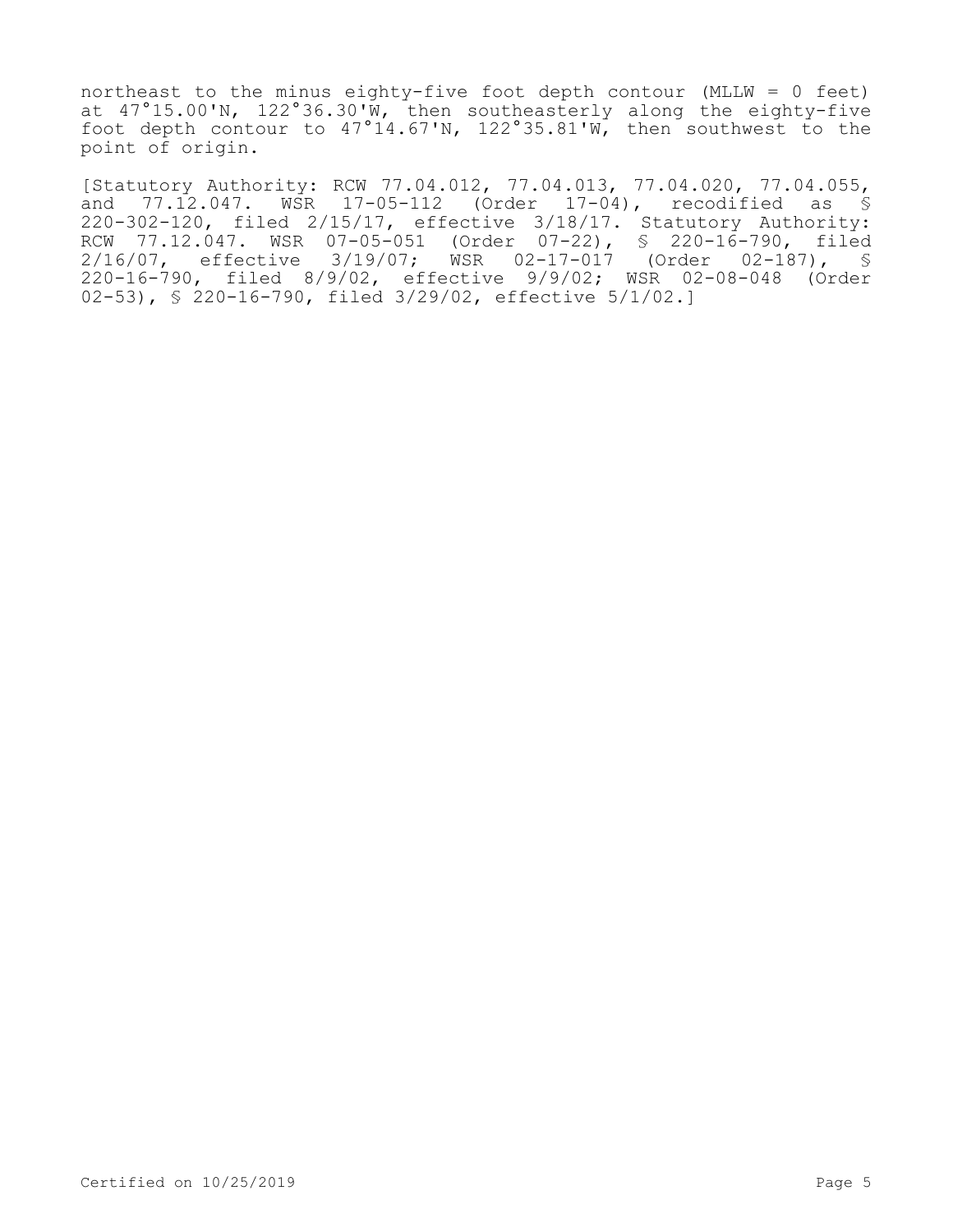northeast to the minus eighty-five foot depth contour (MLLW = 0 feet) at 47°15.00'N, 122°36.30'W, then southeasterly along the eighty-five foot depth contour to 47°14.67'N, 122°35.81'W, then southwest to the point of origin.

[Statutory Authority: RCW 77.04.012, 77.04.013, 77.04.020, 77.04.055, and 77.12.047. WSR 17-05-112 (Order 17-04), recodified as § 220-302-120, filed 2/15/17, effective 3/18/17. Statutory Authority: RCW 77.12.047. WSR 07-05-051 (Order 07-22), § 220-16-790, filed 2/16/07, effective 3/19/07; WSR 02-17-017 (Order 02-187), § 220-16-790, filed 8/9/02, effective 9/9/02; WSR 02-08-048 (Order 02-53), § 220-16-790, filed 3/29/02, effective 5/1/02.]